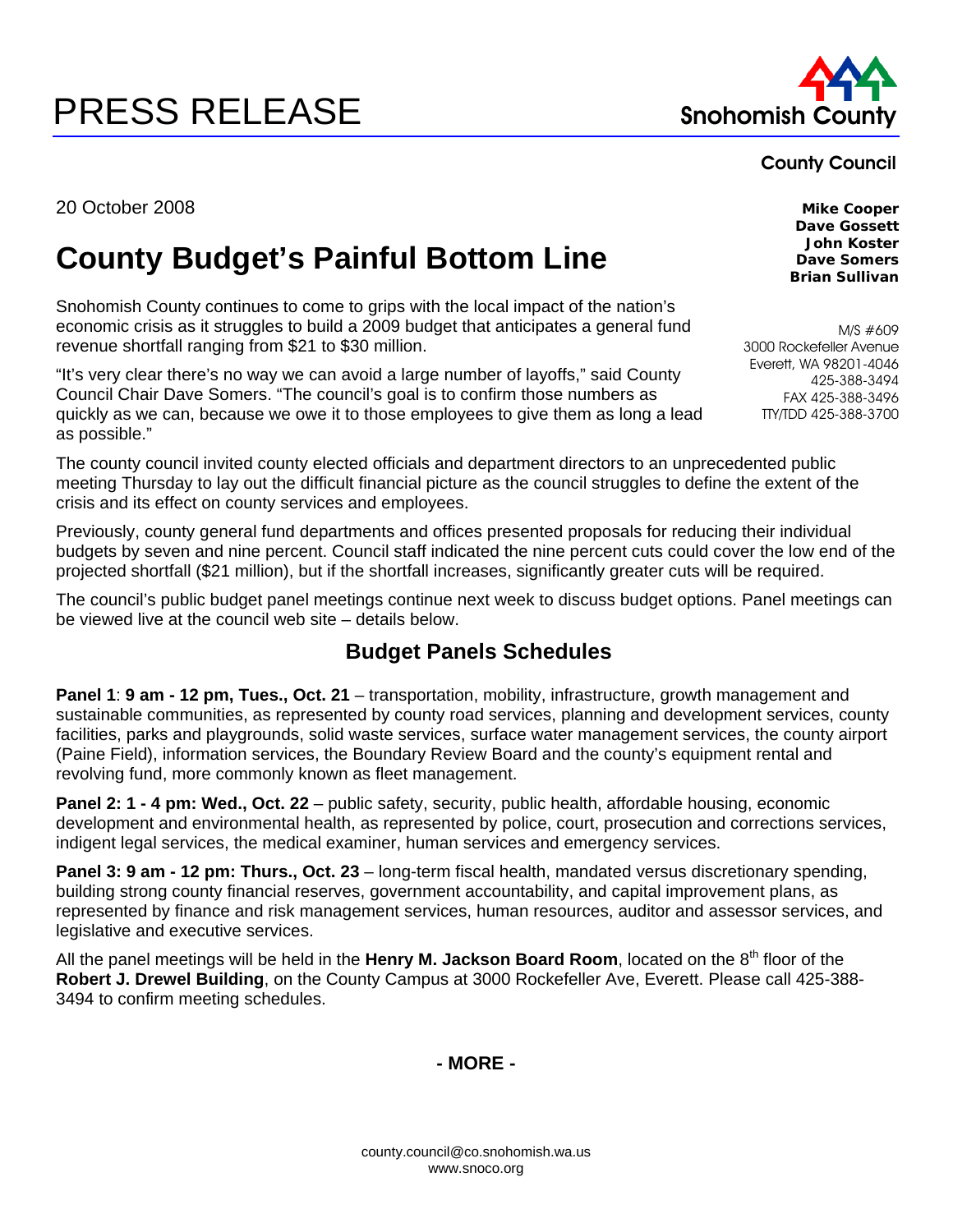# PRESS RELEASE

**Snohomish County**

**County Council**

**Mike Cooper**
**Dave Gossett**
**John Koster**
**Dave Somers**
**Brian Sullivan**

M/S #609
3000 Rockefeller Avenue
Everett, WA 98201-4046
425-388-3494
FAX 425-388-3496
TTY/TDD 425-388-3700

20 October 2008

## County Budget's Painful Bottom Line

Snohomish County continues to come to grips with the local impact of the nation's economic crisis as it struggles to build a 2009 budget that anticipates a general fund revenue shortfall ranging from $21 to $30 million.

"It's very clear there's no way we can avoid a large number of layoffs," said County Council Chair Dave Somers. "The council's goal is to confirm those numbers as quickly as we can, because we owe it to those employees to give them as long a lead as possible."

The county council invited county elected officials and department directors to an unprecedented public meeting Thursday to lay out the difficult financial picture as the council struggles to define the extent of the crisis and its effect on county services and employees.

Previously, county general fund departments and offices presented proposals for reducing their individual budgets by seven and nine percent. Council staff indicated the nine percent cuts could cover the low end of the projected shortfall ($21 million), but if the shortfall increases, significantly greater cuts will be required.

The council's public budget panel meetings continue next week to discuss budget options. Panel meetings can be viewed live at the council web site – details below.

### Budget Panels Schedules

**Panel 1**: **9 am - 12 pm, Tues., Oct. 21** – transportation, mobility, infrastructure, growth management and sustainable communities, as represented by county road services, planning and development services, county facilities, parks and playgrounds, solid waste services, surface water management services, the county airport (Paine Field), information services, the Boundary Review Board and the county's equipment rental and revolving fund, more commonly known as fleet management.

**Panel 2: 1 - 4 pm: Wed., Oct. 22** – public safety, security, public health, affordable housing, economic development and environmental health, as represented by police, court, prosecution and corrections services, indigent legal services, the medical examiner, human services and emergency services.

**Panel 3: 9 am - 12 pm: Thurs., Oct. 23** – long-term fiscal health, mandated versus discretionary spending, building strong county financial reserves, government accountability, and capital improvement plans, as represented by finance and risk management services, human resources, auditor and assessor services, and legislative and executive services.

All the panel meetings will be held in the **Henry M. Jackson Board Room**, located on the 8th floor of the **Robert J. Drewel Building**, on the County Campus at 3000 Rockefeller Ave, Everett. Please call 425-388-3494 to confirm meeting schedules.

**- MORE -**

county.council@co.snohomish.wa.us
www.snoco.org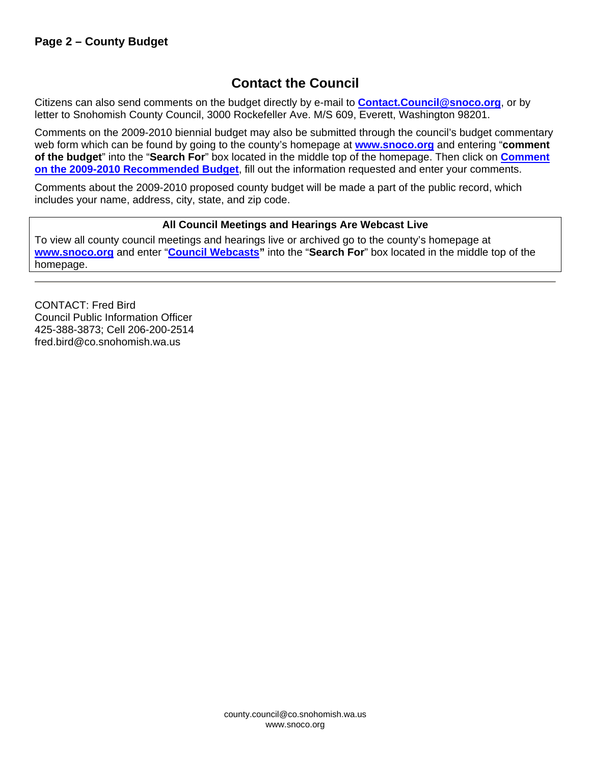## Contact the Council

Citizens can also send comments on the budget directly by e-mail to **Contact.Council@snoco.org**, or by letter to Snohomish County Council, 3000 Rockefeller Ave. M/S 609, Everett, Washington 98201.

Comments on the 2009-2010 biennial budget may also be submitted through the council's budget commentary web form which can be found by going to the county's homepage at **www.snoco.org** and entering "**comment of the budget**" into the "**Search For**" box located in the middle top of the homepage. Then click on **Comment on the 2009-2010 Recommended Budget**, fill out the information requested and enter your comments.

Comments about the 2009-2010 proposed county budget will be made a part of the public record, which includes your name, address, city, state, and zip code.

**All Council Meetings and Hearings Are Webcast Live**

To view all county council meetings and hearings live or archived go to the county's homepage at **www.snoco.org** and enter "**Council Webcasts"** into the "**Search For**" box located in the middle top of the homepage.

---

CONTACT: Fred Bird
Council Public Information Officer
425-388-3873; Cell 206-200-2514
fred.bird@co.snohomish.wa.us

county.council@co.snohomish.wa.us
www.snoco.org